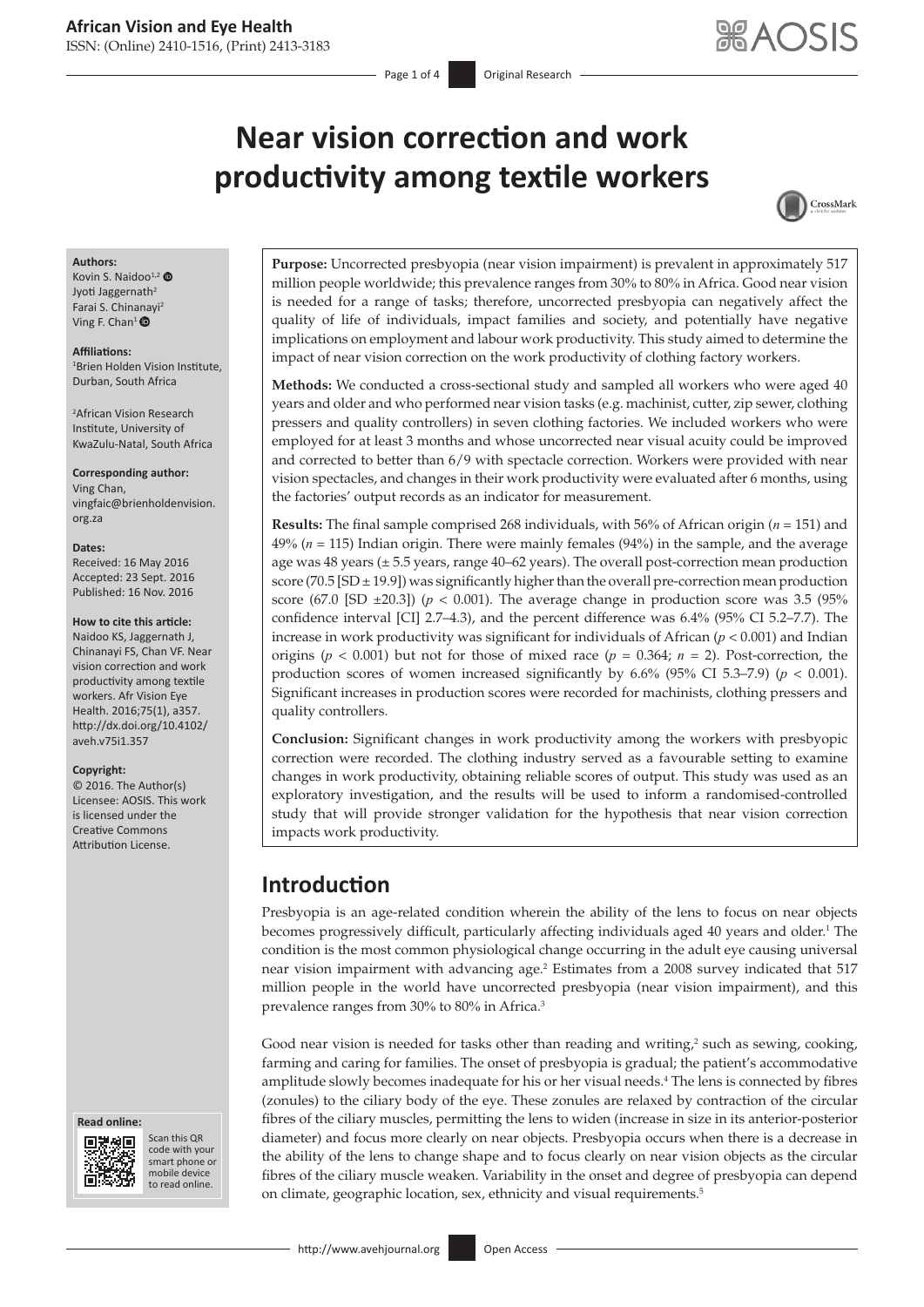# Near vision correction and work productivity among textile workers

**Authors:**
Kovin S. Naidoo[1,2]
Jyoti Jaggernath[2]
Farai S. Chinanayi[2]
Ving F. Chan[1]

**Affiliations:**
[1]Brien Holden Vision Institute, Durban, South Africa

[2]African Vision Research Institute, University of KwaZulu-Natal, South Africa

**Corresponding author:**
Ving Chan,
vingfaic@brienholdenvision.org.za

**Dates:**
Received: 16 May 2016
Accepted: 23 Sept. 2016
Published: 16 Nov. 2016

**How to cite this article:**
Naidoo KS, Jaggernath J, Chinanayi FS, Chan VF. Near vision correction and work productivity among textile workers. Afr Vision Eye Health. 2016;75(1), a357. http://dx.doi.org/10.4102/aveh.v75i1.357

**Copyright:**
© 2016. The Author(s) Licensee: AOSIS. This work is licensed under the Creative Commons Attribution License.

**Purpose:** Uncorrected presbyopia (near vision impairment) is prevalent in approximately 517 million people worldwide; this prevalence ranges from 30% to 80% in Africa. Good near vision is needed for a range of tasks; therefore, uncorrected presbyopia can negatively affect the quality of life of individuals, impact families and society, and potentially have negative implications on employment and labour work productivity. This study aimed to determine the impact of near vision correction on the work productivity of clothing factory workers.

**Methods:** We conducted a cross-sectional study and sampled all workers who were aged 40 years and older and who performed near vision tasks (e.g. machinist, cutter, zip sewer, clothing pressers and quality controllers) in seven clothing factories. We included workers who were employed for at least 3 months and whose uncorrected near visual acuity could be improved and corrected to better than 6/9 with spectacle correction. Workers were provided with near vision spectacles, and changes in their work productivity were evaluated after 6 months, using the factories' output records as an indicator for measurement.

**Results:** The final sample comprised 268 individuals, with 56% of African origin ($n = 151$) and 49% ($n = 115$) Indian origin. There were mainly females (94%) in the sample, and the average age was 48 years (± 5.5 years, range 40–62 years). The overall post-correction mean production score (70.5 [SD ± 19.9]) was significantly higher than the overall pre-correction mean production score (67.0 [SD ±20.3]) ($p < 0.001$). The average change in production score was 3.5 (95% confidence interval [CI] 2.7–4.3), and the percent difference was 6.4% (95% CI 5.2–7.7). The increase in work productivity was significant for individuals of African ($p < 0.001$) and Indian origins ($p < 0.001$) but not for those of mixed race ($p = 0.364$; $n = 2$). Post-correction, the production scores of women increased significantly by 6.6% (95% CI 5.3–7.9) ($p < 0.001$). Significant increases in production scores were recorded for machinists, clothing pressers and quality controllers.

**Conclusion:** Significant changes in work productivity among the workers with presbyopic correction were recorded. The clothing industry served as a favourable setting to examine changes in work productivity, obtaining reliable scores of output. This study was used as an exploratory investigation, and the results will be used to inform a randomised-controlled study that will provide stronger validation for the hypothesis that near vision correction impacts work productivity.

## Introduction

Presbyopia is an age-related condition wherein the ability of the lens to focus on near objects becomes progressively difficult, particularly affecting individuals aged 40 years and older.[1] The condition is the most common physiological change occurring in the adult eye causing universal near vision impairment with advancing age.[2] Estimates from a 2008 survey indicated that 517 million people in the world have uncorrected presbyopia (near vision impairment), and this prevalence ranges from 30% to 80% in Africa.[3]

Good near vision is needed for tasks other than reading and writing,[2] such as sewing, cooking, farming and caring for families. The onset of presbyopia is gradual; the patient's accommodative amplitude slowly becomes inadequate for his or her visual needs.[4] The lens is connected by fibres (zonules) to the ciliary body of the eye. These zonules are relaxed by contraction of the circular fibres of the ciliary muscles, permitting the lens to widen (increase in size in its anterior-posterior diameter) and focus more clearly on near objects. Presbyopia occurs when there is a decrease in the ability of the lens to change shape and to focus clearly on near vision objects as the circular fibres of the ciliary muscle weaken. Variability in the onset and degree of presbyopia can depend on climate, geographic location, sex, ethnicity and visual requirements.[5]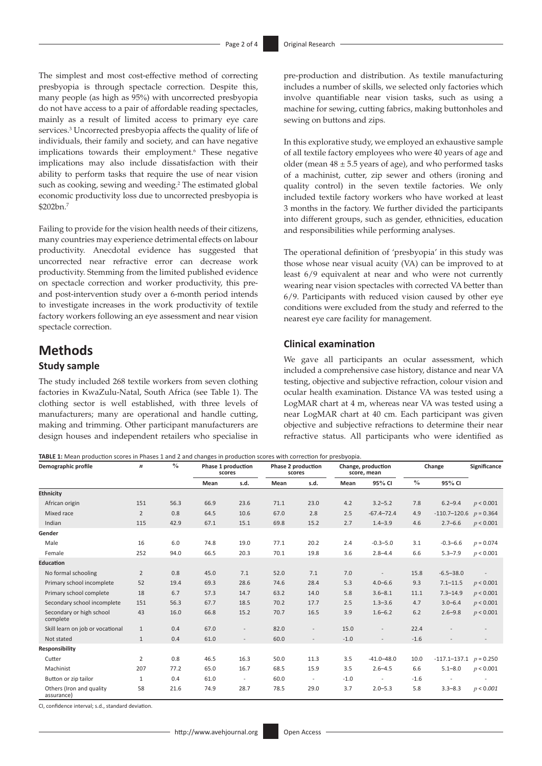The simplest and most cost-effective method of correcting presbyopia is through spectacle correction. Despite this, many people (as high as 95%) with uncorrected presbyopia do not have access to a pair of affordable reading spectacles, mainly as a result of limited access to primary eye care services.[3] Uncorrected presbyopia affects the quality of life of individuals, their family and society, and can have negative implications towards their employment.[6] These negative implications may also include dissatisfaction with their ability to perform tasks that require the use of near vision such as cooking, sewing and weeding.[2] The estimated global economic productivity loss due to uncorrected presbyopia is \$202bn.[7]

Failing to provide for the vision health needs of their citizens, many countries may experience detrimental effects on labour productivity. Anecdotal evidence has suggested that uncorrected near refractive error can decrease work productivity. Stemming from the limited published evidence on spectacle correction and worker productivity, this pre- and post-intervention study over a 6-month period intends to investigate increases in the work productivity of textile factory workers following an eye assessment and near vision spectacle correction.

# Methods

## Study sample

The study included 268 textile workers from seven clothing factories in KwaZulu-Natal, South Africa (see Table 1). The clothing sector is well established, with three levels of manufacturers; many are operational and handle cutting, making and trimming. Other participant manufacturers are design houses and independent retailers who specialise in pre-production and distribution. As textile manufacturing includes a number of skills, we selected only factories which involve quantifiable near vision tasks, such as using a machine for sewing, cutting fabrics, making buttonholes and sewing on buttons and zips.

In this explorative study, we employed an exhaustive sample of all textile factory employees who were 40 years of age and older (mean $48 \pm 5.5$ years of age), and who performed tasks of a machinist, cutter, zip sewer and others (ironing and quality control) in the seven textile factories. We only included textile factory workers who have worked at least 3 months in the factory. We further divided the participants into different groups, such as gender, ethnicities, education and responsibilities while performing analyses.

The operational definition of 'presbyopia' in this study was those whose near visual acuity (VA) can be improved to at least 6/9 equivalent at near and who were not currently wearing near vision spectacles with corrected VA better than 6/9. Participants with reduced vision caused by other eye conditions were excluded from the study and referred to the nearest eye care facility for management.

## Clinical examination

We gave all participants an ocular assessment, which included a comprehensive case history, distance and near VA testing, objective and subjective refraction, colour vision and ocular health examination. Distance VA was tested using a LogMAR chart at 4 m, whereas near VA was tested using a near LogMAR chart at 40 cm. Each participant was given objective and subjective refractions to determine their near refractive status. All participants who were identified as

**TABLE 1:** Mean production scores in Phases 1 and 2 and changes in production scores with correction for presbyopia.

| Demographic profile | $n$ | % | Phase 1 production scores | | Phase 2 production scores | | Change, production score, mean | | Change | | Significance |
|---|---|---|---|---|---|---|---|---|---|---|---|
| | | | Mean | s.d. | Mean | s.d. | Mean | 95% CI | % | 95% CI | |
| **Ethnicity** | | | | | | | | | | | |
| African origin | 151 | 56.3 | 66.9 | 23.6 | 71.1 | 23.0 | 4.2 | 3.2–5.2 | 7.8 | 6.2–9.4 | $p < 0.001$ |
| Mixed race | 2 | 0.8 | 64.5 | 10.6 | 67.0 | 2.8 | 2.5 | -67.4–72.4 | 4.9 | -110.7–120.6 | $p = 0.364$ |
| Indian | 115 | 42.9 | 67.1 | 15.1 | 69.8 | 15.2 | 2.7 | 1.4–3.9 | 4.6 | 2.7–6.6 | $p < 0.001$ |
| **Gender** | | | | | | | | | | | |
| Male | 16 | 6.0 | 74.8 | 19.0 | 77.1 | 20.2 | 2.4 | -0.3–5.0 | 3.1 | -0.3–6.6 | $p = 0.074$ |
| Female | 252 | 94.0 | 66.5 | 20.3 | 70.1 | 19.8 | 3.6 | 2.8–4.4 | 6.6 | 5.3–7.9 | $p < 0.001$ |
| **Education** | | | | | | | | | | | |
| No formal schooling | 2 | 0.8 | 45.0 | 7.1 | 52.0 | 7.1 | 7.0 | - | 15.8 | -6.5–38.0 | - |
| Primary school incomplete | 52 | 19.4 | 69.3 | 28.6 | 74.6 | 28.4 | 5.3 | 4.0–6.6 | 9.3 | 7.1–11.5 | $p < 0.001$ |
| Primary school complete | 18 | 6.7 | 57.3 | 14.7 | 63.2 | 14.0 | 5.8 | 3.6–8.1 | 11.1 | 7.3–14.9 | $p < 0.001$ |
| Secondary school incomplete | 151 | 56.3 | 67.7 | 18.5 | 70.2 | 17.7 | 2.5 | 1.3–3.6 | 4.7 | 3.0–6.4 | $p < 0.001$ |
| Secondary or high school complete | 43 | 16.0 | 66.8 | 15.2 | 70.7 | 16.5 | 3.9 | 1.6–6.2 | 6.2 | 2.6–9.8 | $p < 0.001$ |
| Skill learn on job or vocational | 1 | 0.4 | 67.0 | - | 82.0 | - | 15.0 | - | 22.4 | - | - |
| Not stated | 1 | 0.4 | 61.0 | - | 60.0 | - | -1.0 | - | -1.6 | - | - |
| **Responsibility** | | | | | | | | | | | |
| Cutter | 2 | 0.8 | 46.5 | 16.3 | 50.0 | 11.3 | 3.5 | -41.0–48.0 | 10.0 | -117.1–137.1 | $p = 0.250$ |
| Machinist | 207 | 77.2 | 65.0 | 16.7 | 68.5 | 15.9 | 3.5 | 2.6–4.5 | 6.6 | 5.1–8.0 | $p < 0.001$ |
| Button or zip tailor | 1 | 0.4 | 61.0 | - | 60.0 | - | -1.0 | - | -1.6 | - | - |
| Others (Iron and quality assurance) | 58 | 21.6 | 74.9 | 28.7 | 78.5 | 29.0 | 3.7 | 2.0–5.3 | 5.8 | 3.3–8.3 | $p < 0.001$ |

CI, confidence interval; s.d., standard deviation.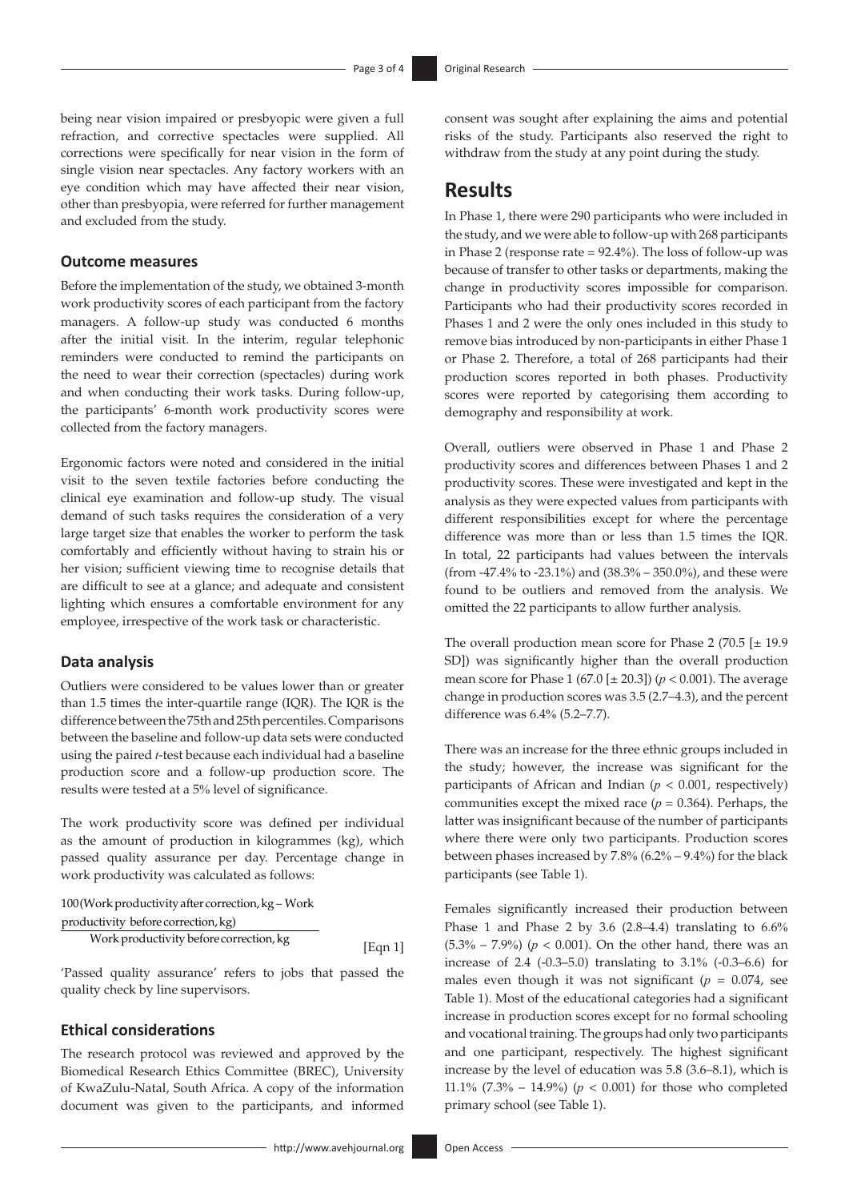being near vision impaired or presbyopic were given a full refraction, and corrective spectacles were supplied. All corrections were specifically for near vision in the form of single vision near spectacles. Any factory workers with an eye condition which may have affected their near vision, other than presbyopia, were referred for further management and excluded from the study.

### Outcome measures

Before the implementation of the study, we obtained 3-month work productivity scores of each participant from the factory managers. A follow-up study was conducted 6 months after the initial visit. In the interim, regular telephonic reminders were conducted to remind the participants on the need to wear their correction (spectacles) during work and when conducting their work tasks. During follow-up, the participants' 6-month work productivity scores were collected from the factory managers.

Ergonomic factors were noted and considered in the initial visit to the seven textile factories before conducting the clinical eye examination and follow-up study. The visual demand of such tasks requires the consideration of a very large target size that enables the worker to perform the task comfortably and efficiently without having to strain his or her vision; sufficient viewing time to recognise details that are difficult to see at a glance; and adequate and consistent lighting which ensures a comfortable environment for any employee, irrespective of the work task or characteristic.

### Data analysis

Outliers were considered to be values lower than or greater than 1.5 times the inter-quartile range (IQR). The IQR is the difference between the 75th and 25th percentiles. Comparisons between the baseline and follow-up data sets were conducted using the paired *t*-test because each individual had a baseline production score and a follow-up production score. The results were tested at a 5% level of significance.

The work productivity score was defined per individual as the amount of production in kilogrammes (kg), which passed quality assurance per day. Percentage change in work productivity was calculated as follows:

$$\frac{100(\text{Work productivity after correction, kg} - \text{Work productivity before correction, kg})}{\text{Work productivity before correction, kg}} \qquad \text{[Eqn 1]}$$

'Passed quality assurance' refers to jobs that passed the quality check by line supervisors.

### Ethical considerations

The research protocol was reviewed and approved by the Biomedical Research Ethics Committee (BREC), University of KwaZulu-Natal, South Africa. A copy of the information document was given to the participants, and informed consent was sought after explaining the aims and potential risks of the study. Participants also reserved the right to withdraw from the study at any point during the study.

## Results

In Phase 1, there were 290 participants who were included in the study, and we were able to follow-up with 268 participants in Phase 2 (response rate = 92.4%). The loss of follow-up was because of transfer to other tasks or departments, making the change in productivity scores impossible for comparison. Participants who had their productivity scores recorded in Phases 1 and 2 were the only ones included in this study to remove bias introduced by non-participants in either Phase 1 or Phase 2. Therefore, a total of 268 participants had their production scores reported in both phases. Productivity scores were reported by categorising them according to demography and responsibility at work.

Overall, outliers were observed in Phase 1 and Phase 2 productivity scores and differences between Phases 1 and 2 productivity scores. These were investigated and kept in the analysis as they were expected values from participants with different responsibilities except for where the percentage difference was more than or less than 1.5 times the IQR. In total, 22 participants had values between the intervals (from -47.4% to -23.1%) and (38.3% – 350.0%), and these were found to be outliers and removed from the analysis. We omitted the 22 participants to allow further analysis.

The overall production mean score for Phase 2 (70.5 [± 19.9 SD]) was significantly higher than the overall production mean score for Phase 1 (67.0 [± 20.3]) ($p < 0.001$). The average change in production scores was 3.5 (2.7–4.3), and the percent difference was 6.4% (5.2–7.7).

There was an increase for the three ethnic groups included in the study; however, the increase was significant for the participants of African and Indian ($p < 0.001$, respectively) communities except the mixed race ($p = 0.364$). Perhaps, the latter was insignificant because of the number of participants where there were only two participants. Production scores between phases increased by 7.8% (6.2% – 9.4%) for the black participants (see Table 1).

Females significantly increased their production between Phase 1 and Phase 2 by 3.6 (2.8–4.4) translating to 6.6% (5.3% – 7.9%) ($p < 0.001$). On the other hand, there was an increase of 2.4 (-0.3–5.0) translating to 3.1% (-0.3–6.6) for males even though it was not significant ($p = 0.074$, see Table 1). Most of the educational categories had a significant increase in production scores except for no formal schooling and vocational training. The groups had only two participants and one participant, respectively. The highest significant increase by the level of education was 5.8 (3.6–8.1), which is 11.1% (7.3% – 14.9%) ($p < 0.001$) for those who completed primary school (see Table 1).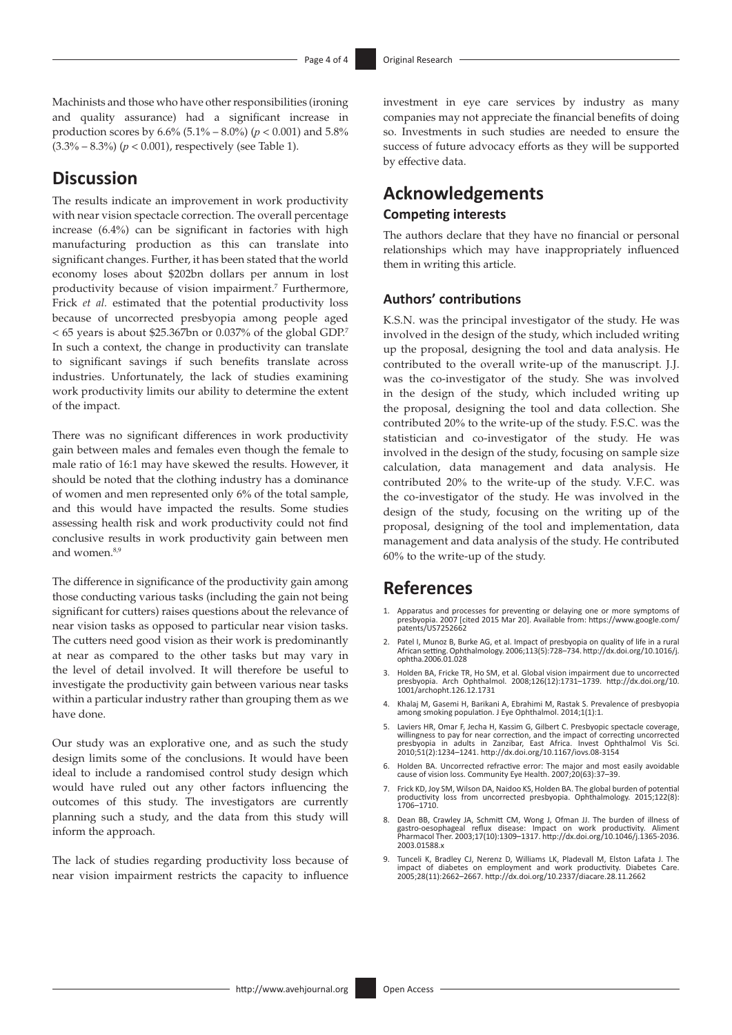Machinists and those who have other responsibilities (ironing and quality assurance) had a significant increase in production scores by 6.6% (5.1% – 8.0%) ($p < 0.001$) and 5.8% (3.3% – 8.3%) ($p < 0.001$), respectively (see Table 1).

## Discussion

The results indicate an improvement in work productivity with near vision spectacle correction. The overall percentage increase (6.4%) can be significant in factories with high manufacturing production as this can translate into significant changes. Further, it has been stated that the world economy loses about $202bn dollars per annum in lost productivity because of vision impairment.[7] Furthermore, Frick *et al.* estimated that the potential productivity loss because of uncorrected presbyopia among people aged < 65 years is about $25.367bn or 0.037% of the global GDP.[7] In such a context, the change in productivity can translate to significant savings if such benefits translate across industries. Unfortunately, the lack of studies examining work productivity limits our ability to determine the extent of the impact.

There was no significant differences in work productivity gain between males and females even though the female to male ratio of 16:1 may have skewed the results. However, it should be noted that the clothing industry has a dominance of women and men represented only 6% of the total sample, and this would have impacted the results. Some studies assessing health risk and work productivity could not find conclusive results in work productivity gain between men and women.[8,9]

The difference in significance of the productivity gain among those conducting various tasks (including the gain not being significant for cutters) raises questions about the relevance of near vision tasks as opposed to particular near vision tasks. The cutters need good vision as their work is predominantly at near as compared to the other tasks but may vary in the level of detail involved. It will therefore be useful to investigate the productivity gain between various near tasks within a particular industry rather than grouping them as we have done.

Our study was an explorative one, and as such the study design limits some of the conclusions. It would have been ideal to include a randomised control study design which would have ruled out any other factors influencing the outcomes of this study. The investigators are currently planning such a study, and the data from this study will inform the approach.

The lack of studies regarding productivity loss because of near vision impairment restricts the capacity to influence investment in eye care services by industry as many companies may not appreciate the financial benefits of doing so. Investments in such studies are needed to ensure the success of future advocacy efforts as they will be supported by effective data.

## Acknowledgements

### Competing interests

The authors declare that they have no financial or personal relationships which may have inappropriately influenced them in writing this article.

### Authors' contributions

K.S.N. was the principal investigator of the study. He was involved in the design of the study, which included writing up the proposal, designing the tool and data analysis. He contributed to the overall write-up of the manuscript. J.J. was the co-investigator of the study. She was involved in the design of the study, which included writing up the proposal, designing the tool and data collection. She contributed 20% to the write-up of the study. F.S.C. was the statistician and co-investigator of the study. He was involved in the design of the study, focusing on sample size calculation, data management and data analysis. He contributed 20% to the write-up of the study. V.F.C. was the co-investigator of the study. He was involved in the design of the study, focusing on the writing up of the proposal, designing of the tool and implementation, data management and data analysis of the study. He contributed 60% to the write-up of the study.

## References

1. Apparatus and processes for preventing or delaying one or more symptoms of presbyopia. 2007 [cited 2015 Mar 20]. Available from: https://www.google.com/patents/US7252662
2. Patel I, Munoz B, Burke AG, et al. Impact of presbyopia on quality of life in a rural African setting. Ophthalmology. 2006;113(5):728–734. http://dx.doi.org/10.1016/j.ophtha.2006.01.028
3. Holden BA, Fricke TR, Ho SM, et al. Global vision impairment due to uncorrected presbyopia. Arch Ophthalmol. 2008;126(12):1731–1739. http://dx.doi.org/10.1001/archopht.126.12.1731
4. Khalaj M, Gasemi H, Barikani A, Ebrahimi M, Rastak S. Prevalence of presbyopia among smoking population. J Eye Ophthalmol. 2014;1(1):1.
5. Laviers HR, Omar F, Jecha H, Kassim G, Gilbert C. Presbyopic spectacle coverage, willingness to pay for near correction, and the impact of correcting uncorrected presbyopia in adults in Zanzibar, East Africa. Invest Ophthalmol Vis Sci. 2010;51(2):1234–1241. http://dx.doi.org/10.1167/iovs.08-3154
6. Holden BA. Uncorrected refractive error: The major and most easily avoidable cause of vision loss. Community Eye Health. 2007;20(63):37–39.
7. Frick KD, Joy SM, Wilson DA, Naidoo KS, Holden BA. The global burden of potential productivity loss from uncorrected presbyopia. Ophthalmology. 2015;122(8): 1706–1710.
8. Dean BB, Crawley JA, Schmitt CM, Wong J, Ofman JJ. The burden of illness of gastro-oesophageal reflux disease: Impact on work productivity. Aliment Pharmacol Ther. 2003;17(10):1309–1317. http://dx.doi.org/10.1046/j.1365-2036.2003.01588.x
9. Tunceli K, Bradley CJ, Nerenz D, Williams LK, Pladevall M, Elston Lafata J. The impact of diabetes on employment and work productivity. Diabetes Care. 2005;28(11):2662–2667. http://dx.doi.org/10.2337/diacare.28.11.2662